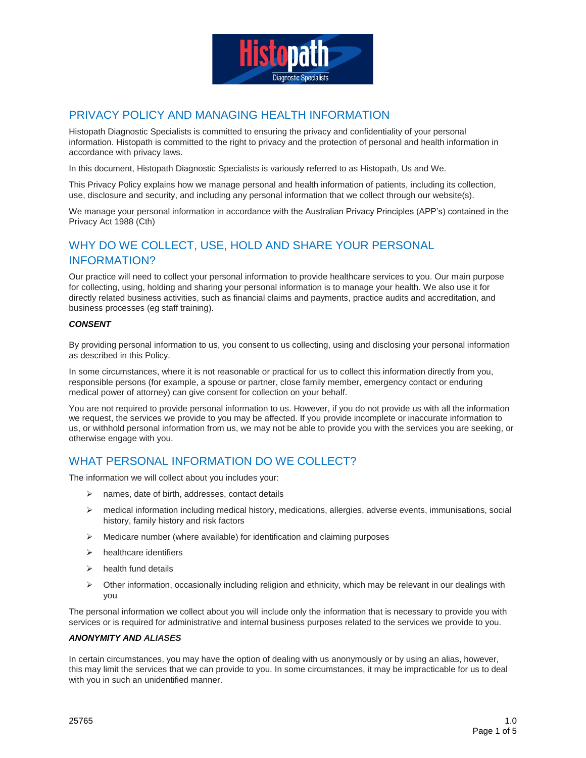# PRIVACY POLICY AND MANAGING HEALTH INFORMATION

Histopath Diagnostic Specialists is committed to ensuring the privacy and confidentiality of your personal information. Histopath is committed to the right to privacy and the protection of personal and health information in accordance with privacy laws.

In this document, Histopath Diagnostic Specialists is variously referred to as Histopath, Us and We.

This Privacy Policy explains how we manage personal and health information of patients, including its collection, use, disclosure and security, and including any personal information that we collect through our website(s).

We manage your personal information in accordance with the Australian Privacy Principles (APP's) contained in the Privacy Act 1988 (Cth)

# WHY DO WE COLLECT, USE, HOLD AND SHARE YOUR PERSONAL INFORMATION?

Our practice will need to collect your personal information to provide healthcare services to you. Our main purpose for collecting, using, holding and sharing your personal information is to manage your health. We also use it for directly related business activities, such as financial claims and payments, practice audits and accreditation, and business processes (eg staff training).

***CONSENT***

By providing personal information to us, you consent to us collecting, using and disclosing your personal information as described in this Policy.

In some circumstances, where it is not reasonable or practical for us to collect this information directly from you, responsible persons (for example, a spouse or partner, close family member, emergency contact or enduring medical power of attorney) can give consent for collection on your behalf.

You are not required to provide personal information to us. However, if you do not provide us with all the information we request, the services we provide to you may be affected. If you provide incomplete or inaccurate information to us, or withhold personal information from us, we may not be able to provide you with the services you are seeking, or otherwise engage with you.

# WHAT PERSONAL INFORMATION DO WE COLLECT?

The information we will collect about you includes your:

- names, date of birth, addresses, contact details
- medical information including medical history, medications, allergies, adverse events, immunisations, social history, family history and risk factors
- Medicare number (where available) for identification and claiming purposes
- healthcare identifiers
- health fund details
- Other information, occasionally including religion and ethnicity, which may be relevant in our dealings with you

The personal information we collect about you will include only the information that is necessary to provide you with services or is required for administrative and internal business purposes related to the services we provide to you.

***ANONYMITY AND ALIASES***

In certain circumstances, you may have the option of dealing with us anonymously or by using an alias, however, this may limit the services that we can provide to you. In some circumstances, it may be impracticable for us to deal with you in such an unidentified manner.

25765 1.0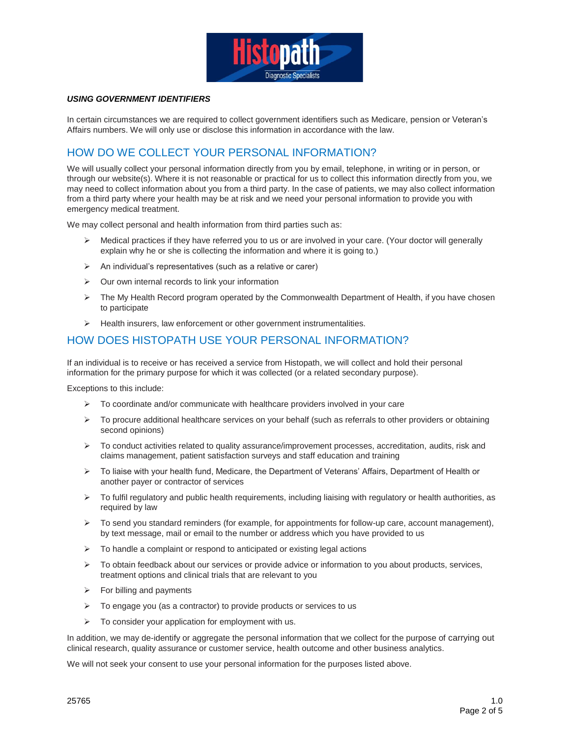***USING GOVERNMENT IDENTIFIERS***

In certain circumstances we are required to collect government identifiers such as Medicare, pension or Veteran's Affairs numbers. We will only use or disclose this information in accordance with the law.

## HOW DO WE COLLECT YOUR PERSONAL INFORMATION?

We will usually collect your personal information directly from you by email, telephone, in writing or in person, or through our website(s). Where it is not reasonable or practical for us to collect this information directly from you, we may need to collect information about you from a third party. In the case of patients, we may also collect information from a third party where your health may be at risk and we need your personal information to provide you with emergency medical treatment.

We may collect personal and health information from third parties such as:

- Medical practices if they have referred you to us or are involved in your care. (Your doctor will generally explain why he or she is collecting the information and where it is going to.)
- An individual's representatives (such as a relative or carer)
- Our own internal records to link your information
- The My Health Record program operated by the Commonwealth Department of Health, if you have chosen to participate
- Health insurers, law enforcement or other government instrumentalities.

## HOW DOES HISTOPATH USE YOUR PERSONAL INFORMATION?

If an individual is to receive or has received a service from Histopath, we will collect and hold their personal information for the primary purpose for which it was collected (or a related secondary purpose).

Exceptions to this include:

- To coordinate and/or communicate with healthcare providers involved in your care
- To procure additional healthcare services on your behalf (such as referrals to other providers or obtaining second opinions)
- To conduct activities related to quality assurance/improvement processes, accreditation, audits, risk and claims management, patient satisfaction surveys and staff education and training
- To liaise with your health fund, Medicare, the Department of Veterans' Affairs, Department of Health or another payer or contractor of services
- To fulfil regulatory and public health requirements, including liaising with regulatory or health authorities, as required by law
- To send you standard reminders (for example, for appointments for follow-up care, account management), by text message, mail or email to the number or address which you have provided to us
- To handle a complaint or respond to anticipated or existing legal actions
- To obtain feedback about our services or provide advice or information to you about products, services, treatment options and clinical trials that are relevant to you
- For billing and payments
- To engage you (as a contractor) to provide products or services to us
- To consider your application for employment with us.

In addition, we may de-identify or aggregate the personal information that we collect for the purpose of carrying out clinical research, quality assurance or customer service, health outcome and other business analytics.

We will not seek your consent to use your personal information for the purposes listed above.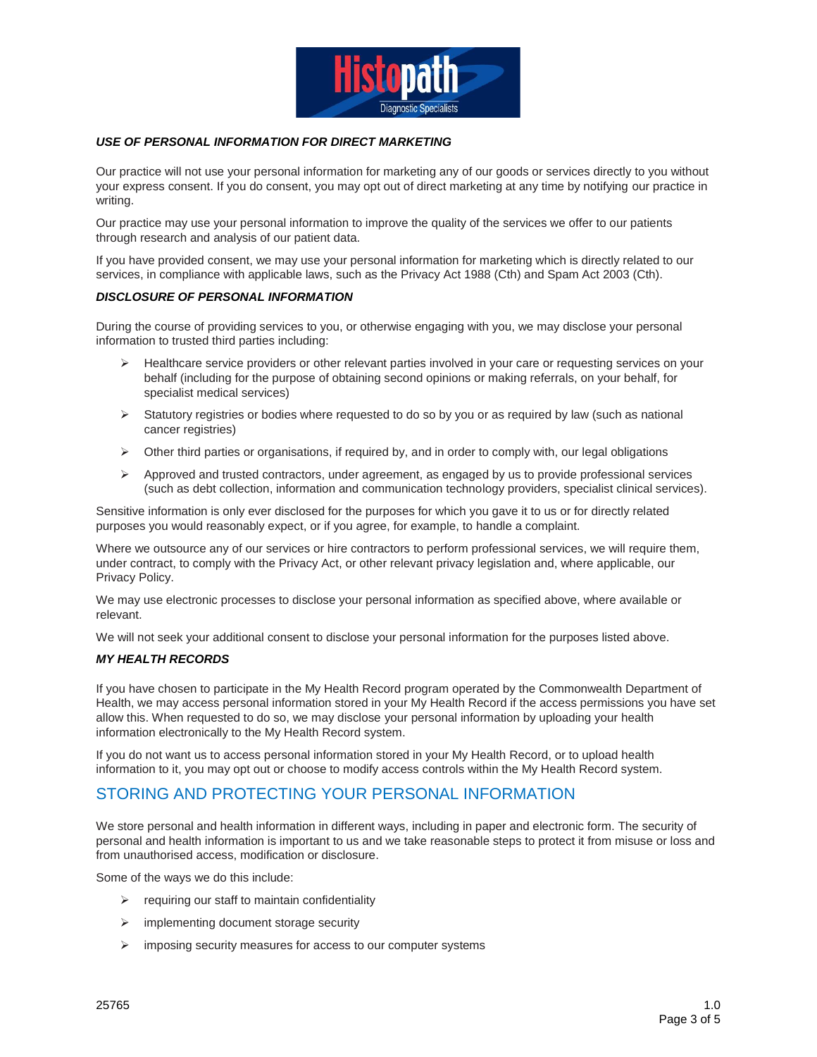***USE OF PERSONAL INFORMATION FOR DIRECT MARKETING***

Our practice will not use your personal information for marketing any of our goods or services directly to you without your express consent. If you do consent, you may opt out of direct marketing at any time by notifying our practice in writing.

Our practice may use your personal information to improve the quality of the services we offer to our patients through research and analysis of our patient data.

If you have provided consent, we may use your personal information for marketing which is directly related to our services, in compliance with applicable laws, such as the Privacy Act 1988 (Cth) and Spam Act 2003 (Cth).

***DISCLOSURE OF PERSONAL INFORMATION***

During the course of providing services to you, or otherwise engaging with you, we may disclose your personal information to trusted third parties including:

- Healthcare service providers or other relevant parties involved in your care or requesting services on your behalf (including for the purpose of obtaining second opinions or making referrals, on your behalf, for specialist medical services)
- Statutory registries or bodies where requested to do so by you or as required by law (such as national cancer registries)
- Other third parties or organisations, if required by, and in order to comply with, our legal obligations
- Approved and trusted contractors, under agreement, as engaged by us to provide professional services (such as debt collection, information and communication technology providers, specialist clinical services).

Sensitive information is only ever disclosed for the purposes for which you gave it to us or for directly related purposes you would reasonably expect, or if you agree, for example, to handle a complaint.

Where we outsource any of our services or hire contractors to perform professional services, we will require them, under contract, to comply with the Privacy Act, or other relevant privacy legislation and, where applicable, our Privacy Policy.

We may use electronic processes to disclose your personal information as specified above, where available or relevant.

We will not seek your additional consent to disclose your personal information for the purposes listed above.

***MY HEALTH RECORDS***

If you have chosen to participate in the My Health Record program operated by the Commonwealth Department of Health, we may access personal information stored in your My Health Record if the access permissions you have set allow this. When requested to do so, we may disclose your personal information by uploading your health information electronically to the My Health Record system.

If you do not want us to access personal information stored in your My Health Record, or to upload health information to it, you may opt out or choose to modify access controls within the My Health Record system.

## STORING AND PROTECTING YOUR PERSONAL INFORMATION

We store personal and health information in different ways, including in paper and electronic form. The security of personal and health information is important to us and we take reasonable steps to protect it from misuse or loss and from unauthorised access, modification or disclosure.

Some of the ways we do this include:

- requiring our staff to maintain confidentiality
- implementing document storage security
- imposing security measures for access to our computer systems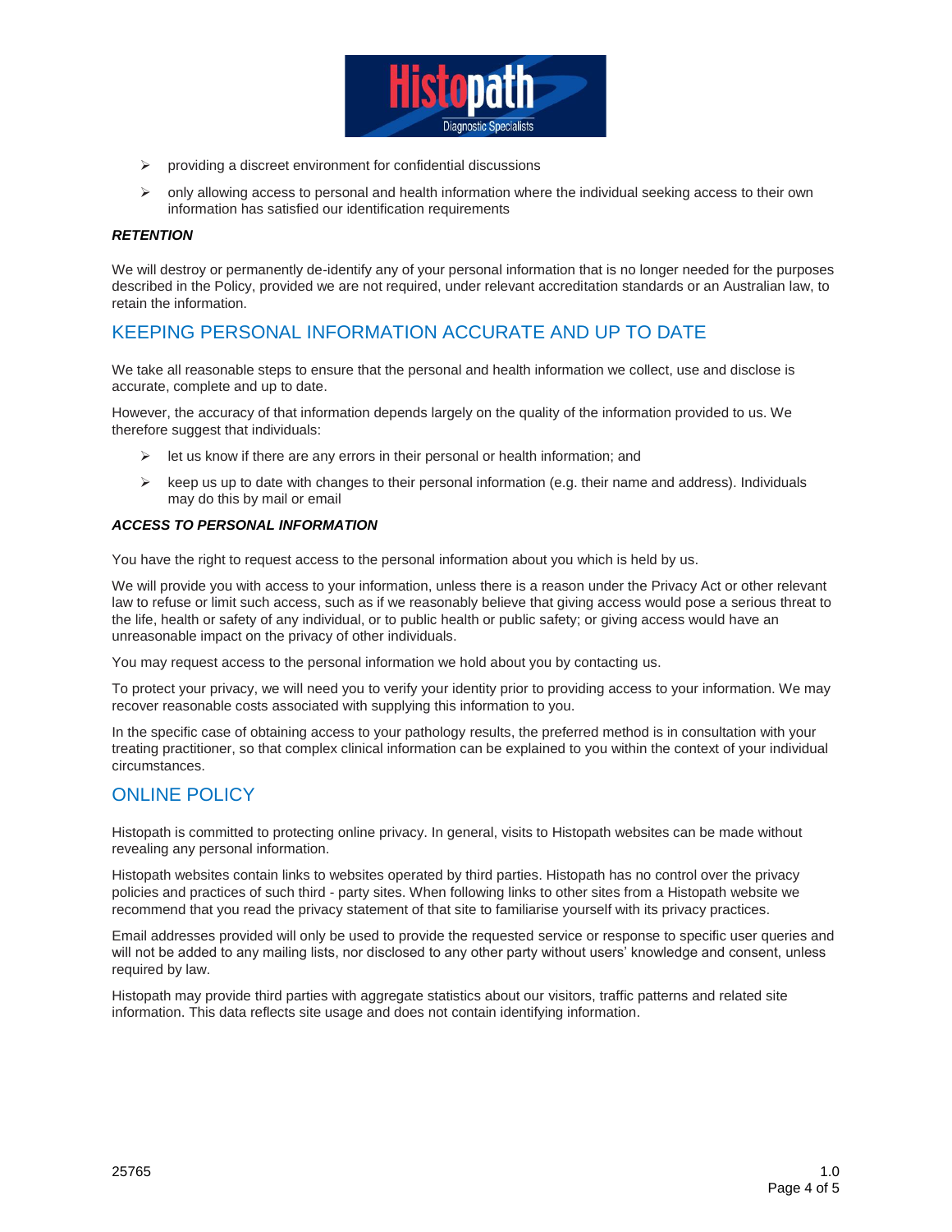- providing a discreet environment for confidential discussions
- only allowing access to personal and health information where the individual seeking access to their own information has satisfied our identification requirements

***RETENTION***

We will destroy or permanently de-identify any of your personal information that is no longer needed for the purposes described in the Policy, provided we are not required, under relevant accreditation standards or an Australian law, to retain the information.

## KEEPING PERSONAL INFORMATION ACCURATE AND UP TO DATE

We take all reasonable steps to ensure that the personal and health information we collect, use and disclose is accurate, complete and up to date.

However, the accuracy of that information depends largely on the quality of the information provided to us. We therefore suggest that individuals:

- let us know if there are any errors in their personal or health information; and
- keep us up to date with changes to their personal information (e.g. their name and address). Individuals may do this by mail or email

***ACCESS TO PERSONAL INFORMATION***

You have the right to request access to the personal information about you which is held by us.

We will provide you with access to your information, unless there is a reason under the Privacy Act or other relevant law to refuse or limit such access, such as if we reasonably believe that giving access would pose a serious threat to the life, health or safety of any individual, or to public health or public safety; or giving access would have an unreasonable impact on the privacy of other individuals.

You may request access to the personal information we hold about you by contacting us.

To protect your privacy, we will need you to verify your identity prior to providing access to your information. We may recover reasonable costs associated with supplying this information to you.

In the specific case of obtaining access to your pathology results, the preferred method is in consultation with your treating practitioner, so that complex clinical information can be explained to you within the context of your individual circumstances.

## ONLINE POLICY

Histopath is committed to protecting online privacy. In general, visits to Histopath websites can be made without revealing any personal information.

Histopath websites contain links to websites operated by third parties. Histopath has no control over the privacy policies and practices of such third - party sites. When following links to other sites from a Histopath website we recommend that you read the privacy statement of that site to familiarise yourself with its privacy practices.

Email addresses provided will only be used to provide the requested service or response to specific user queries and will not be added to any mailing lists, nor disclosed to any other party without users' knowledge and consent, unless required by law.

Histopath may provide third parties with aggregate statistics about our visitors, traffic patterns and related site information. This data reflects site usage and does not contain identifying information.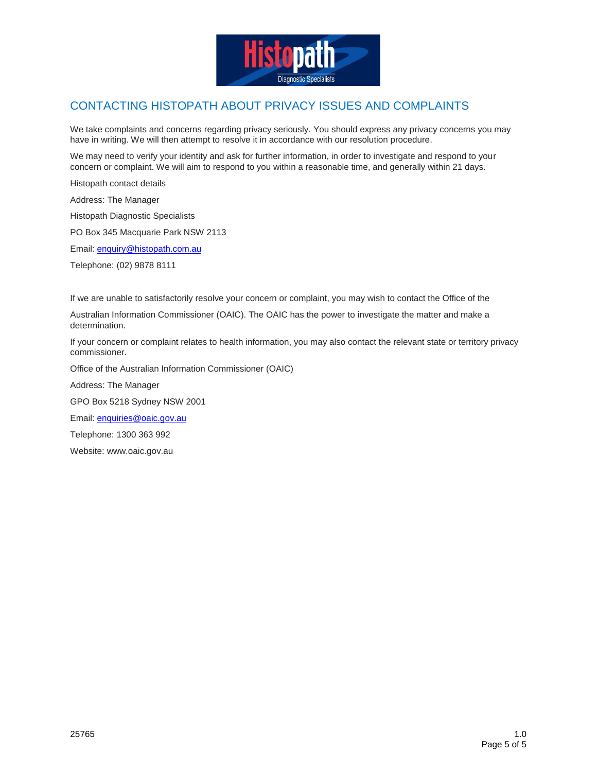## CONTACTING HISTOPATH ABOUT PRIVACY ISSUES AND COMPLAINTS

We take complaints and concerns regarding privacy seriously. You should express any privacy concerns you may have in writing. We will then attempt to resolve it in accordance with our resolution procedure.

We may need to verify your identity and ask for further information, in order to investigate and respond to your concern or complaint. We will aim to respond to you within a reasonable time, and generally within 21 days.

Histopath contact details

Address: The Manager

Histopath Diagnostic Specialists

PO Box 345 Macquarie Park NSW 2113

Email: enquiry@histopath.com.au

Telephone: (02) 9878 8111

If we are unable to satisfactorily resolve your concern or complaint, you may wish to contact the Office of the Australian Information Commissioner (OAIC). The OAIC has the power to investigate the matter and make a determination.

If your concern or complaint relates to health information, you may also contact the relevant state or territory privacy commissioner.

Office of the Australian Information Commissioner (OAIC)

Address: The Manager

GPO Box 5218 Sydney NSW 2001

Email: enquiries@oaic.gov.au

Telephone: 1300 363 992

Website: www.oaic.gov.au

25765

1.0